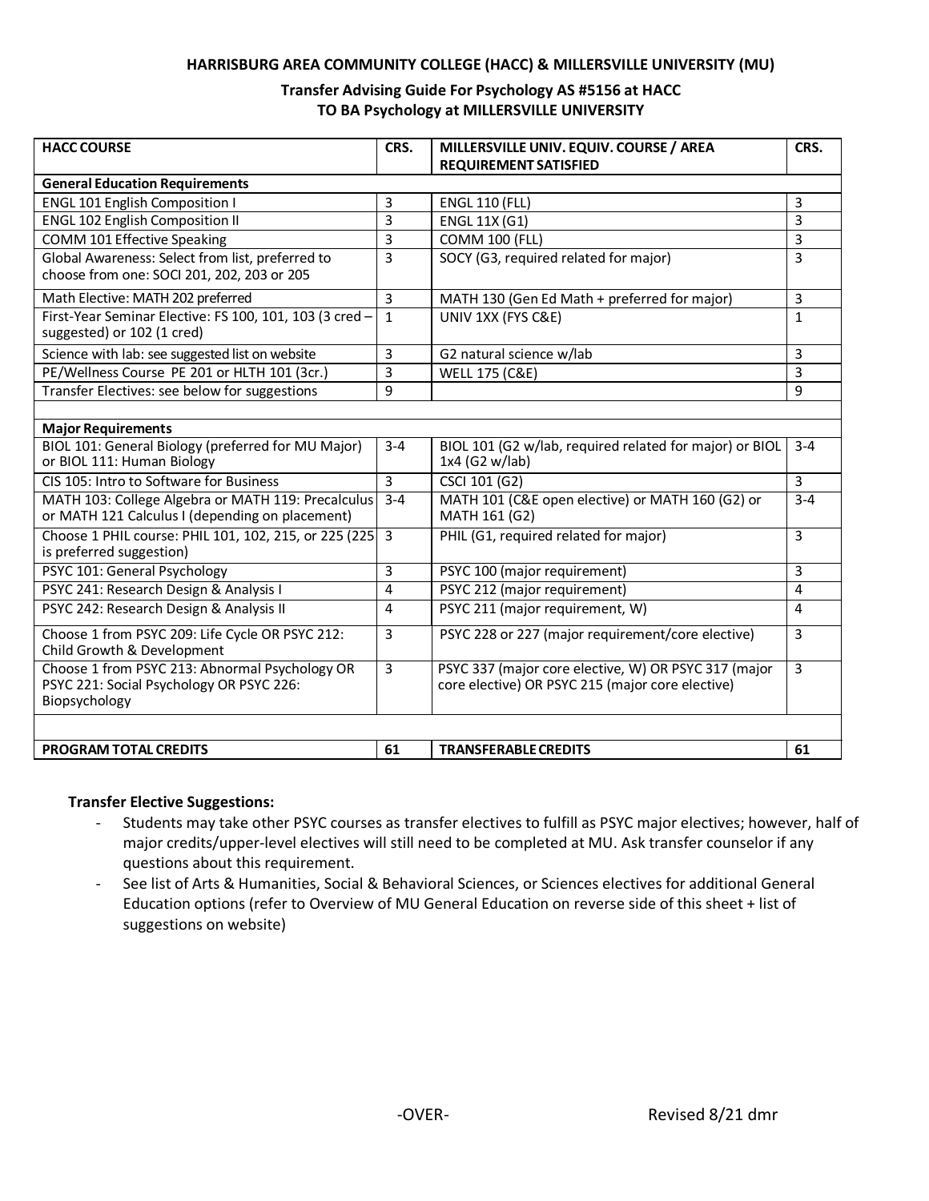**HARRISBURG AREA COMMUNITY COLLEGE (HACC) & MILLERSVILLE UNIVERSITY (MU)**

**Transfer Advising Guide For Psychology AS #5156 at HACC**
**TO BA Psychology at MILLERSVILLE UNIVERSITY**

| HACC COURSE | CRS. | MILLERSVILLE UNIV. EQUIV. COURSE / AREA REQUIREMENT SATISFIED | CRS. |
|---|---|---|---|
| **General Education Requirements** | | | |
| ENGL 101 English Composition I | 3 | ENGL 110 (FLL) | 3 |
| ENGL 102 English Composition II | 3 | ENGL 11X (G1) | 3 |
| COMM 101 Effective Speaking | 3 | COMM 100 (FLL) | 3 |
| Global Awareness: Select from list, preferred to choose from one: SOCI 201, 202, 203 or 205 | 3 | SOCY (G3, required related for major) | 3 |
| Math Elective: MATH 202 preferred | 3 | MATH 130 (Gen Ed Math + preferred for major) | 3 |
| First-Year Seminar Elective: FS 100, 101, 103 (3 cred – suggested) or 102 (1 cred) | 1 | UNIV 1XX (FYS C&E) | 1 |
| Science with lab: see suggested list on website | 3 | G2 natural science w/lab | 3 |
| PE/Wellness Course PE 201 or HLTH 101 (3cr.) | 3 | WELL 175 (C&E) | 3 |
| Transfer Electives: see below for suggestions | 9 | | 9 |
| | | | |
| **Major Requirements** | | | |
| BIOL 101: General Biology (preferred for MU Major) or BIOL 111: Human Biology | 3-4 | BIOL 101 (G2 w/lab, required related for major) or BIOL 1x4 (G2 w/lab) | 3-4 |
| CIS 105: Intro to Software for Business | 3 | CSCI 101 (G2) | 3 |
| MATH 103: College Algebra or MATH 119: Precalculus or MATH 121 Calculus I (depending on placement) | 3-4 | MATH 101 (C&E open elective) or MATH 160 (G2) or MATH 161 (G2) | 3-4 |
| Choose 1 PHIL course: PHIL 101, 102, 215, or 225 (225 is preferred suggestion) | 3 | PHIL (G1, required related for major) | 3 |
| PSYC 101: General Psychology | 3 | PSYC 100 (major requirement) | 3 |
| PSYC 241: Research Design & Analysis I | 4 | PSYC 212 (major requirement) | 4 |
| PSYC 242: Research Design & Analysis II | 4 | PSYC 211 (major requirement, W) | 4 |
| Choose 1 from PSYC 209: Life Cycle OR PSYC 212: Child Growth & Development | 3 | PSYC 228 or 227 (major requirement/core elective) | 3 |
| Choose 1 from PSYC 213: Abnormal Psychology OR PSYC 221: Social Psychology OR PSYC 226: Biopsychology | 3 | PSYC 337 (major core elective, W) OR PSYC 317 (major core elective) OR PSYC 215 (major core elective) | 3 |
| | | | |
| **PROGRAM TOTAL CREDITS** | **61** | **TRANSFERABLE CREDITS** | **61** |

**Transfer Elective Suggestions:**

- Students may take other PSYC courses as transfer electives to fulfill as PSYC major electives; however, half of major credits/upper-level electives will still need to be completed at MU. Ask transfer counselor if any questions about this requirement.
- See list of Arts & Humanities, Social & Behavioral Sciences, or Sciences electives for additional General Education options (refer to Overview of MU General Education on reverse side of this sheet + list of suggestions on website)

-OVER-

Revised 8/21 dmr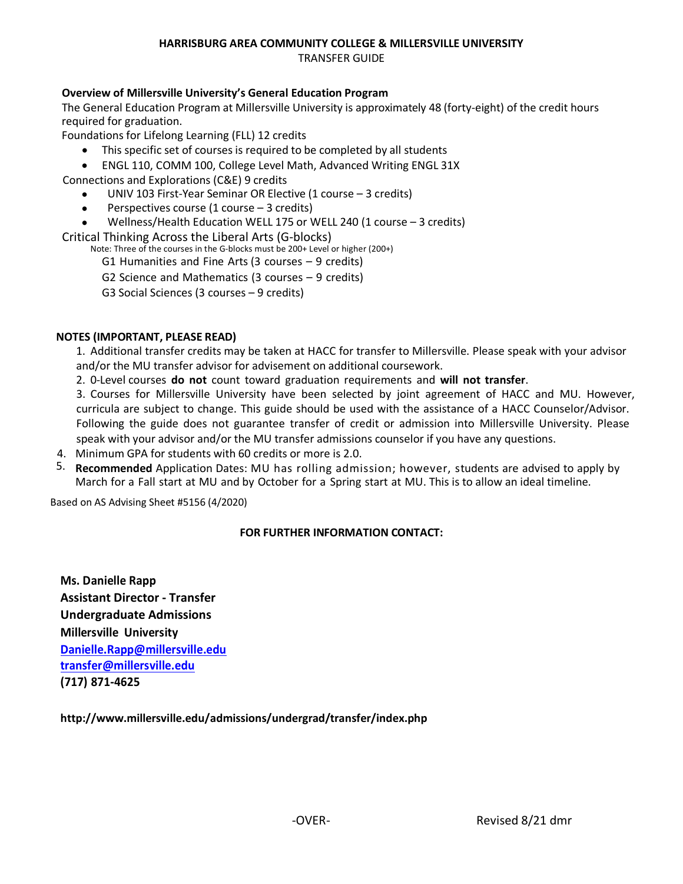**HARRISBURG AREA COMMUNITY COLLEGE & MILLERSVILLE UNIVERSITY**
TRANSFER GUIDE

**Overview of Millersville University's General Education Program**

The General Education Program at Millersville University is approximately 48 (forty-eight) of the credit hours required for graduation.

Foundations for Lifelong Learning (FLL) 12 credits

- This specific set of courses is required to be completed by all students
- ENGL 110, COMM 100, College Level Math, Advanced Writing ENGL 31X

Connections and Explorations (C&E) 9 credits

- UNIV 103 First-Year Seminar OR Elective (1 course – 3 credits)
- Perspectives course (1 course – 3 credits)
- Wellness/Health Education WELL 175 or WELL 240 (1 course – 3 credits)

Critical Thinking Across the Liberal Arts (G-blocks)

Note: Three of the courses in the G-blocks must be 200+ Level or higher (200+)

G1 Humanities and Fine Arts (3 courses – 9 credits)

G2 Science and Mathematics (3 courses – 9 credits)

G3 Social Sciences (3 courses – 9 credits)

**NOTES (IMPORTANT, PLEASE READ)**

1. Additional transfer credits may be taken at HACC for transfer to Millersville. Please speak with your advisor and/or the MU transfer advisor for advisement on additional coursework.
2. 0-Level courses **do not** count toward graduation requirements and **will not transfer**.
3. Courses for Millersville University have been selected by joint agreement of HACC and MU. However, curricula are subject to change. This guide should be used with the assistance of a HACC Counselor/Advisor. Following the guide does not guarantee transfer of credit or admission into Millersville University. Please speak with your advisor and/or the MU transfer admissions counselor if you have any questions.
4. Minimum GPA for students with 60 credits or more is 2.0.
5. **Recommended** Application Dates: MU has rolling admission; however, students are advised to apply by March for a Fall start at MU and by October for a Spring start at MU. This is to allow an ideal timeline.

Based on AS Advising Sheet #5156 (4/2020)

**FOR FURTHER INFORMATION CONTACT:**

**Ms. Danielle Rapp**
**Assistant Director - Transfer**
**Undergraduate Admissions**
**Millersville University**
**Danielle.Rapp@millersville.edu**
**transfer@millersville.edu**
**(717) 871-4625**

**http://www.millersville.edu/admissions/undergrad/transfer/index.php**

-OVER-

Revised 8/21 dmr